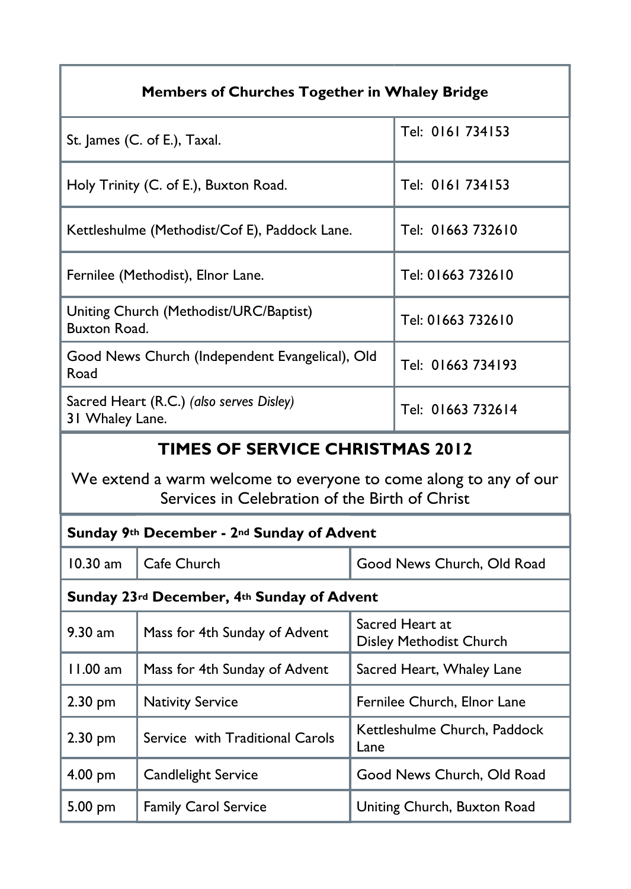| Members of Churches Together in Whaley Bridge | |
|---|---|
| St. James (C. of E.), Taxal. | Tel: 0161 734153 |
| Holy Trinity (C. of E.), Buxton Road. | Tel: 0161 734153 |
| Kettleshulme (Methodist/Cof E), Paddock Lane. | Tel: 01663 732610 |
| Fernilee (Methodist), Elnor Lane. | Tel: 01663 732610 |
| Uniting Church (Methodist/URC/Baptist) Buxton Road. | Tel: 01663 732610 |
| Good News Church (Independent Evangelical), Old Road | Tel: 01663 734193 |
| Sacred Heart (R.C.) *(also serves Disley)* 31 Whaley Lane. | Tel: 01663 732614 |

## TIMES OF SERVICE CHRISTMAS 2012

We extend a warm welcome to everyone to come along to any of our Services in Celebration of the Birth of Christ

| **Sunday 9th December - 2nd Sunday of Advent** | | |
|---|---|---|
| 10.30 am | Cafe Church | Good News Church, Old Road |
| **Sunday 23rd December, 4th Sunday of Advent** | | |
| 9.30 am | Mass for 4th Sunday of Advent | Sacred Heart at Disley Methodist Church |
| 11.00 am | Mass for 4th Sunday of Advent | Sacred Heart, Whaley Lane |
| 2.30 pm | Nativity Service | Fernilee Church, Elnor Lane |
| 2.30 pm | Service with Traditional Carols | Kettleshulme Church, Paddock Lane |
| 4.00 pm | Candlelight Service | Good News Church, Old Road |
| 5.00 pm | Family Carol Service | Uniting Church, Buxton Road |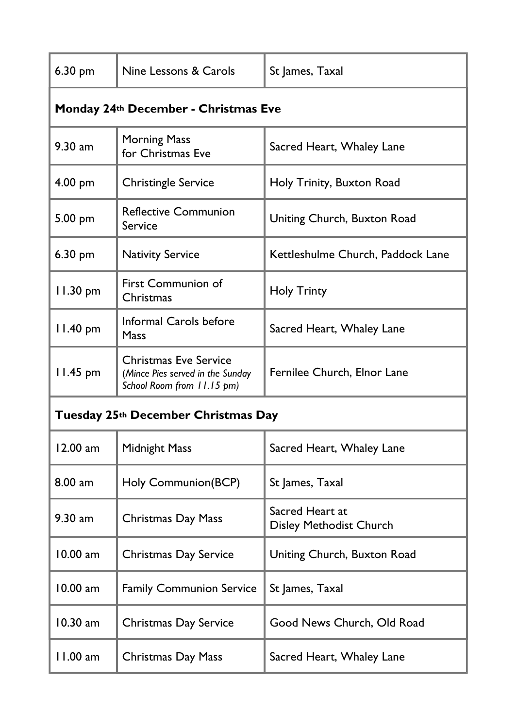| | | |
|---|---|---|
| 6.30 pm | Nine Lessons & Carols | St James, Taxal |
| **Monday 24th December - Christmas Eve** | | |
| 9.30 am | Morning Mass for Christmas Eve | Sacred Heart, Whaley Lane |
| 4.00 pm | Christingle Service | Holy Trinity, Buxton Road |
| 5.00 pm | Reflective Communion Service | Uniting Church, Buxton Road |
| 6.30 pm | Nativity Service | Kettleshulme Church, Paddock Lane |
| 11.30 pm | First Communion of Christmas | Holy Trinty |
| 11.40 pm | Informal Carols before Mass | Sacred Heart, Whaley Lane |
| 11.45 pm | Christmas Eve Service *(Mince Pies served in the Sunday School Room from 11.15 pm)* | Fernilee Church, Elnor Lane |
| **Tuesday 25th December Christmas Day** | | |
| 12.00 am | Midnight Mass | Sacred Heart, Whaley Lane |
| 8.00 am | Holy Communion(BCP) | St James, Taxal |
| 9.30 am | Christmas Day Mass | Sacred Heart at Disley Methodist Church |
| 10.00 am | Christmas Day Service | Uniting Church, Buxton Road |
| 10.00 am | Family Communion Service | St James, Taxal |
| 10.30 am | Christmas Day Service | Good News Church, Old Road |
| 11.00 am | Christmas Day Mass | Sacred Heart, Whaley Lane |